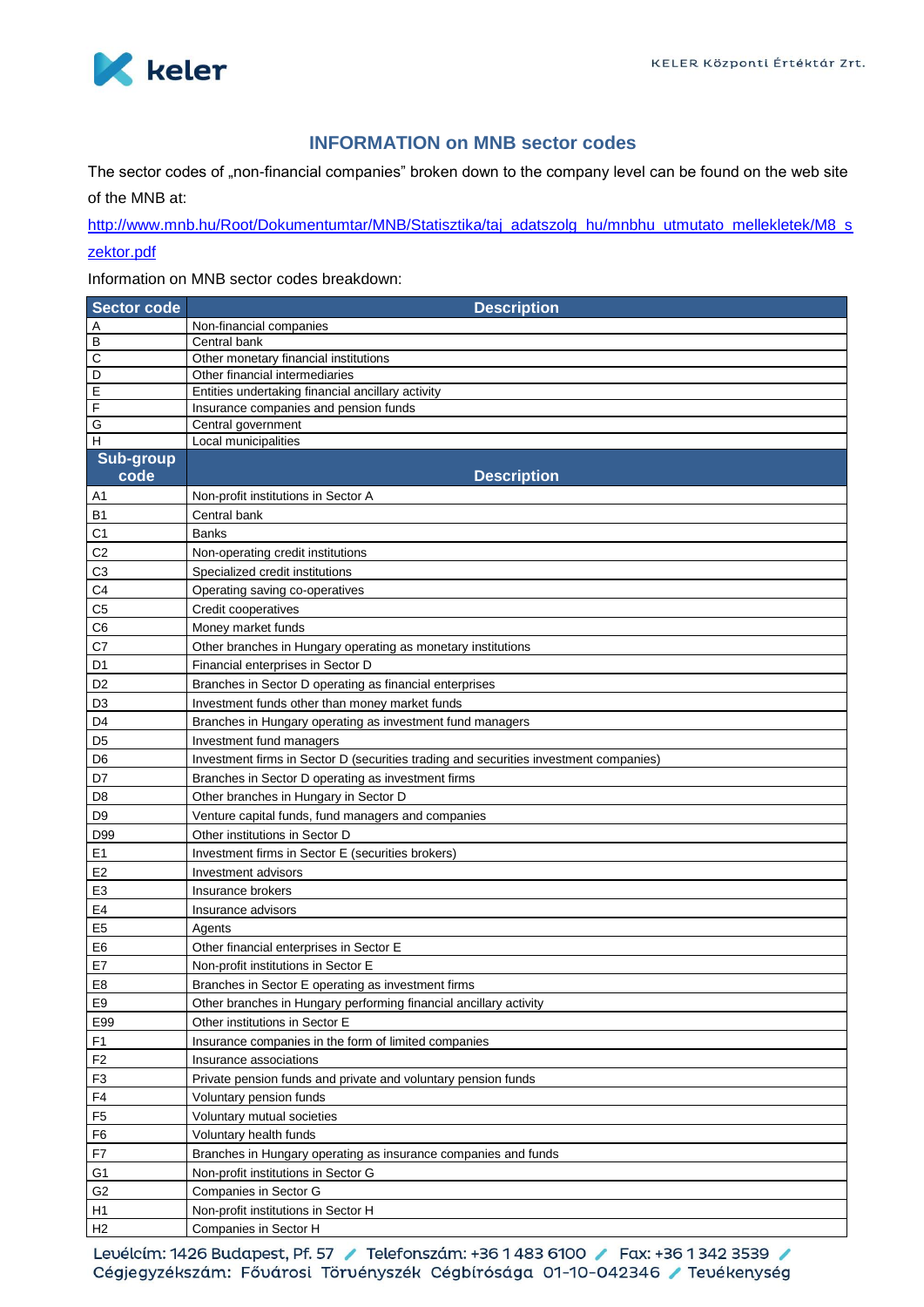## INFORMATION on MNB sector codes

The sector codes of „non-financial companies" broken down to the company level can be found on the web site of the MNB at:

http://www.mnb.hu/Root/Dokumentumtar/MNB/Statisztika/taj_adatszolg_hu/mnbhu_utmutato_mellekletek/M8_szektor.pdf

Information on MNB sector codes breakdown:

| Sector code | Description |
|---|---|
| A | Non-financial companies |
| B | Central bank |
| C | Other monetary financial institutions |
| D | Other financial intermediaries |
| E | Entities undertaking financial ancillary activity |
| F | Insurance companies and pension funds |
| G | Central government |
| H | Local municipalities |
| **Sub-group code** | **Description** |
| A1 | Non-profit institutions in Sector A |
| B1 | Central bank |
| C1 | Banks |
| C2 | Non-operating credit institutions |
| C3 | Specialized credit institutions |
| C4 | Operating saving co-operatives |
| C5 | Credit cooperatives |
| C6 | Money market funds |
| C7 | Other branches in Hungary operating as monetary institutions |
| D1 | Financial enterprises in Sector D |
| D2 | Branches in Sector D operating as financial enterprises |
| D3 | Investment funds other than money market funds |
| D4 | Branches in Hungary operating as investment fund managers |
| D5 | Investment fund managers |
| D6 | Investment firms in Sector D (securities trading and securities investment companies) |
| D7 | Branches in Sector D operating as investment firms |
| D8 | Other branches in Hungary in Sector D |
| D9 | Venture capital funds, fund managers and companies |
| D99 | Other institutions in Sector D |
| E1 | Investment firms in Sector E (securities brokers) |
| E2 | Investment advisors |
| E3 | Insurance brokers |
| E4 | Insurance advisors |
| E5 | Agents |
| E6 | Other financial enterprises in Sector E |
| E7 | Non-profit institutions in Sector E |
| E8 | Branches in Sector E operating as investment firms |
| E9 | Other branches in Hungary performing financial ancillary activity |
| E99 | Other institutions in Sector E |
| F1 | Insurance companies in the form of limited companies |
| F2 | Insurance associations |
| F3 | Private pension funds and private and voluntary pension funds |
| F4 | Voluntary pension funds |
| F5 | Voluntary mutual societies |
| F6 | Voluntary health funds |
| F7 | Branches in Hungary operating as insurance companies and funds |
| G1 | Non-profit institutions in Sector G |
| G2 | Companies in Sector G |
| H1 | Non-profit institutions in Sector H |
| H2 | Companies in Sector H |